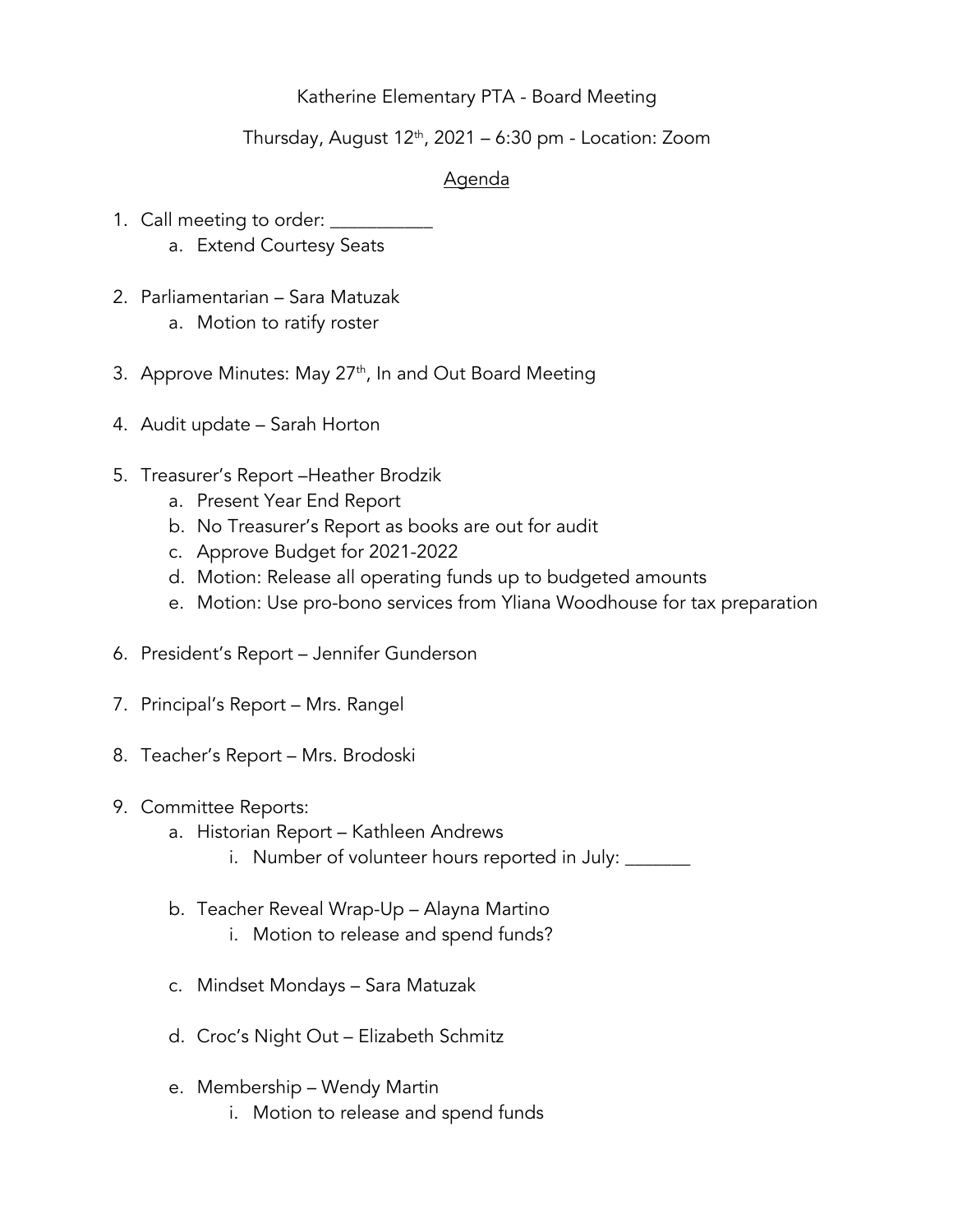Katherine Elementary PTA - Board Meeting

Thursday, August 12th, 2021 – 6:30 pm - Location: Zoom

## Agenda

1. Call meeting to order: ___________
   a. Extend Courtesy Seats

2. Parliamentarian – Sara Matuzak
   a. Motion to ratify roster

3. Approve Minutes: May 27th, In and Out Board Meeting

4. Audit update – Sarah Horton

5. Treasurer's Report –Heather Brodzik
   a. Present Year End Report
   b. No Treasurer's Report as books are out for audit
   c. Approve Budget for 2021-2022
   d. Motion: Release all operating funds up to budgeted amounts
   e. Motion: Use pro-bono services from Yliana Woodhouse for tax preparation

6. President's Report – Jennifer Gunderson

7. Principal's Report – Mrs. Rangel

8. Teacher's Report – Mrs. Brodoski

9. Committee Reports:
   a. Historian Report – Kathleen Andrews
      i. Number of volunteer hours reported in July: _______

   b. Teacher Reveal Wrap-Up – Alayna Martino
      i. Motion to release and spend funds?

   c. Mindset Mondays – Sara Matuzak

   d. Croc's Night Out – Elizabeth Schmitz

   e. Membership – Wendy Martin
      i. Motion to release and spend funds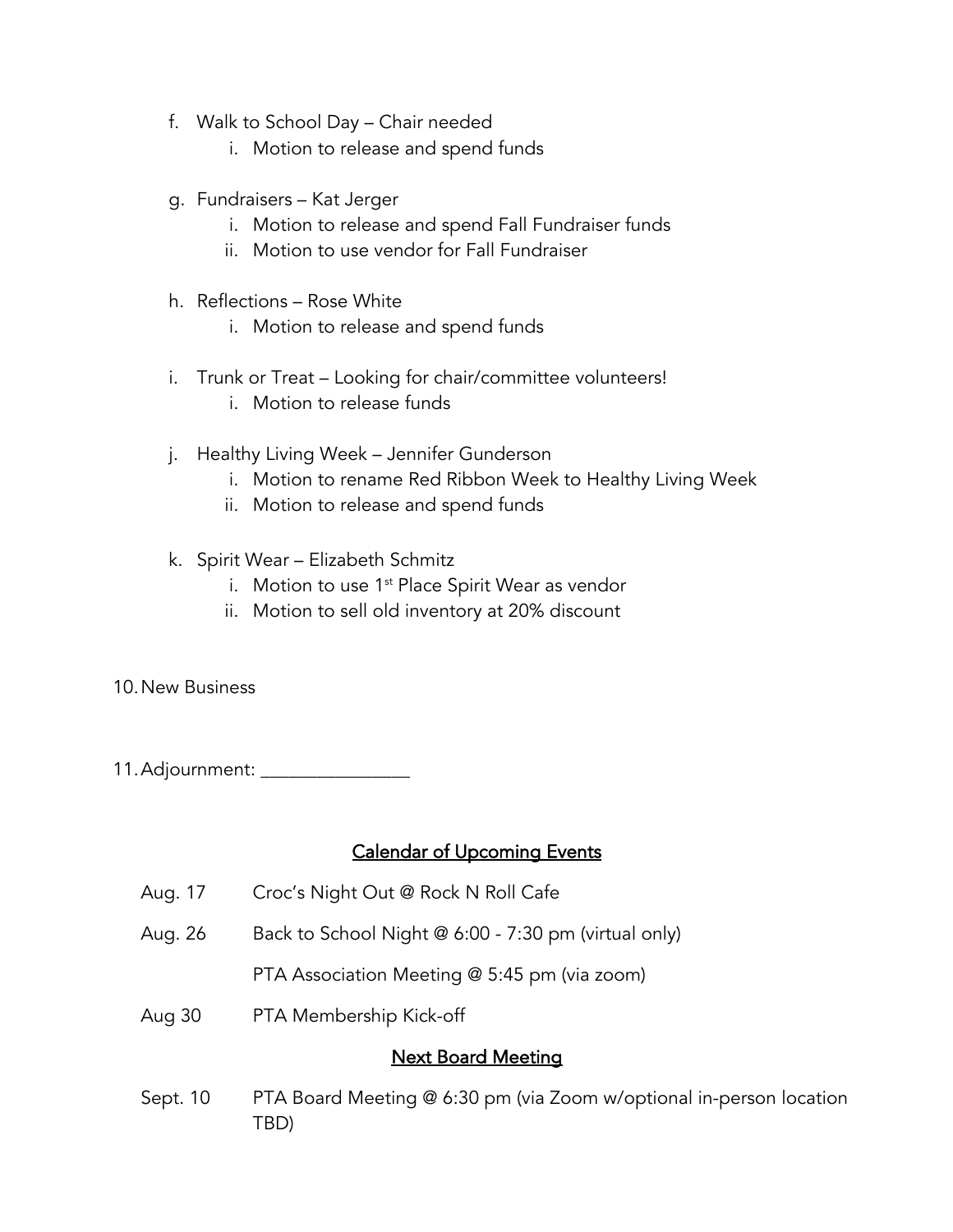f. Walk to School Day – Chair needed
    i. Motion to release and spend funds

g. Fundraisers – Kat Jerger
    i. Motion to release and spend Fall Fundraiser funds
    ii. Motion to use vendor for Fall Fundraiser

h. Reflections – Rose White
    i. Motion to release and spend funds

i. Trunk or Treat – Looking for chair/committee volunteers!
    i. Motion to release funds

j. Healthy Living Week – Jennifer Gunderson
    i. Motion to rename Red Ribbon Week to Healthy Living Week
    ii. Motion to release and spend funds

k. Spirit Wear – Elizabeth Schmitz
    i. Motion to use 1st Place Spirit Wear as vendor
    ii. Motion to sell old inventory at 20% discount

10. New Business

11. Adjournment: ________________

## Calendar of Upcoming Events

| | |
|---|---|
| Aug. 17 | Croc's Night Out @ Rock N Roll Cafe |
| Aug. 26 | Back to School Night @ 6:00 - 7:30 pm (virtual only) |
| | PTA Association Meeting @ 5:45 pm (via zoom) |
| Aug 30 | PTA Membership Kick-off |

## Next Board Meeting

| | |
|---|---|
| Sept. 10 | PTA Board Meeting @ 6:30 pm (via Zoom w/optional in-person location TBD) |